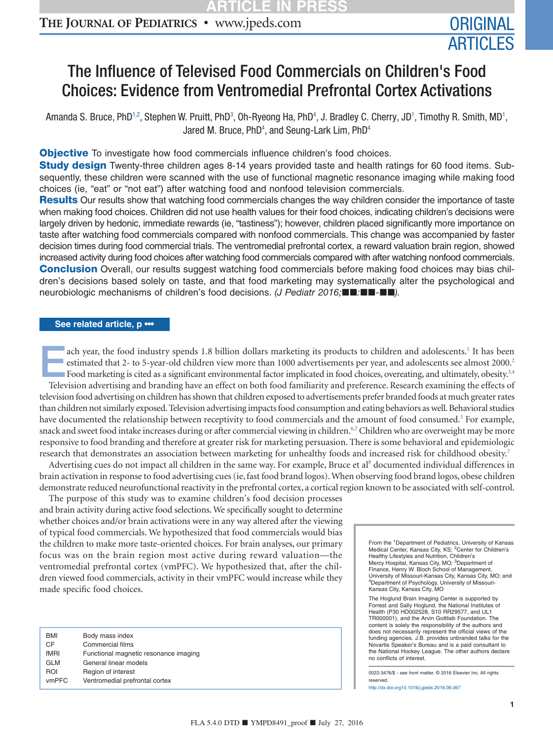ORIGINAL ARTICLES

# The Influence of Televised Food Commercials on Children's Food Choices: Evidence from Ventromedial Prefrontal Cortex Activations

Amanda S. Bruce, PhD[1,2], Stephen W. Pruitt, PhD[3], Oh-Ryeong Ha, PhD[4], J. Bradley C. Cherry, JD[1], Timothy R. Smith, MD[1], Jared M. Bruce, PhD[4], and Seung-Lark Lim, PhD[4]

**Objective** To investigate how food commercials influence children's food choices.

**Study design** Twenty-three children ages 8-14 years provided taste and health ratings for 60 food items. Subsequently, these children were scanned with the use of functional magnetic resonance imaging while making food choices (ie, "eat" or "not eat") after watching food and nonfood television commercials.

**Results** Our results show that watching food commercials changes the way children consider the importance of taste when making food choices. Children did not use health values for their food choices, indicating children's decisions were largely driven by hedonic, immediate rewards (ie, "tastiness"); however, children placed significantly more importance on taste after watching food commercials compared with nonfood commercials. This change was accompanied by faster decision times during food commercial trials. The ventromedial prefrontal cortex, a reward valuation brain region, showed increased activity during food choices after watching food commercials compared with after watching nonfood commercials.

**Conclusion** Overall, our results suggest watching food commercials before making food choices may bias children's decisions based solely on taste, and that food marketing may systematically alter the psychological and neurobiologic mechanisms of children's food decisions. *(J Pediatr 2016;■■:■■-■■).*

**See related article, p •••**

Each year, the food industry spends 1.8 billion dollars marketing its products to children and adolescents.[1] It has been estimated that 2- to 5-year-old children view more than 1000 advertisements per year, and adolescents see almost 2000.[2] Food marketing is cited as a significant environmental factor implicated in food choices, overeating, and ultimately, obesity.[3,4]

Television advertising and branding have an effect on both food familiarity and preference. Research examining the effects of television food advertising on children has shown that children exposed to advertisements prefer branded foods at much greater rates than children not similarly exposed. Television advertising impacts food consumption and eating behaviors as well. Behavioral studies have documented the relationship between receptivity to food commercials and the amount of food consumed.[5] For example, snack and sweet food intake increases during or after commercial viewing in children.[6,7] Children who are overweight may be more responsive to food branding and therefore at greater risk for marketing persuasion. There is some behavioral and epidemiologic research that demonstrates an association between marketing for unhealthy foods and increased risk for childhood obesity.[7]

Advertising cues do not impact all children in the same way. For example, Bruce et al[8] documented individual differences in brain activation in response to food advertising cues (ie, fast food brand logos). When observing food brand logos, obese children demonstrate reduced neurofunctional reactivity in the prefrontal cortex, a cortical region known to be associated with self-control.

The purpose of this study was to examine children's food decision processes and brain activity during active food selections. We specifically sought to determine whether choices and/or brain activations were in any way altered after the viewing of typical food commercials. We hypothesized that food commercials would bias the children to make more taste-oriented choices. For brain analyses, our primary focus was on the brain region most active during reward valuation—the ventromedial prefrontal cortex (vmPFC). We hypothesized that, after the children viewed food commercials, activity in their vmPFC would increase while they made specific food choices.

| | |
|---|---|
| BMI | Body mass index |
| CF | Commercial films |
| fMRI | Functional magnetic resonance imaging |
| GLM | General linear models |
| ROI | Region of interest |
| vmPFC | Ventromedial prefrontal cortex |

From the [1]Department of Pediatrics, University of Kansas Medical Center, Kansas City, KS; [2]Center for Children's Healthy Lifestyles and Nutrition, Children's Mercy Hospital, Kansas City, MO; [3]Department of Finance, Henry W. Bloch School of Management, University of Missouri-Kansas City, Kansas City, MO; and [4]Department of Psychology, University of Missouri-Kansas City, Kansas City, MO

The Hoglund Brain Imaging Center is supported by Forrest and Sally Hoglund, the National Institutes of Health (P30 HD002528, S10 RR29577, and UL1 TR000001), and the Arvin Gottlieb Foundation. The content is solely the responsibility of the authors and does not necessarily represent the official views of the funding agencies. J.B. provides unbranded talks for the Novartis Speaker's Bureau and is a paid consultant to the National Hockey League. The other authors declare no conflicts of interest.

0022-3476/$ - see front matter. © 2016 Elsevier Inc. All rights reserved.
http://dx.doi.org10.1016/j.jpeds.2016.06.067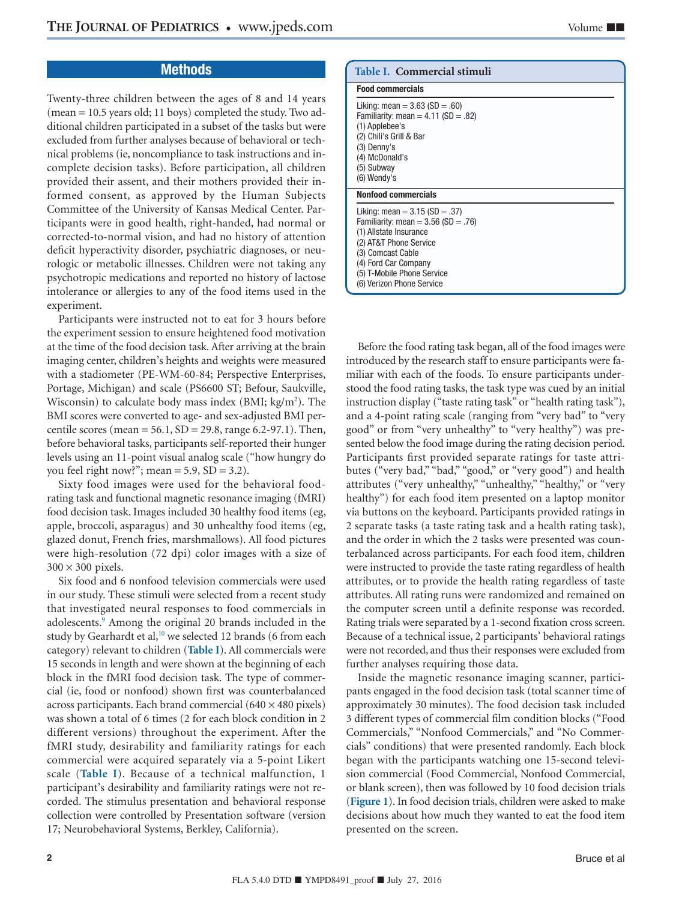## Methods

Twenty-three children between the ages of 8 and 14 years (mean = 10.5 years old; 11 boys) completed the study. Two additional children participated in a subset of the tasks but were excluded from further analyses because of behavioral or technical problems (ie, noncompliance to task instructions and incomplete decision tasks). Before participation, all children provided their assent, and their mothers provided their informed consent, as approved by the Human Subjects Committee of the University of Kansas Medical Center. Participants were in good health, right-handed, had normal or corrected-to-normal vision, and had no history of attention deficit hyperactivity disorder, psychiatric diagnoses, or neurologic or metabolic illnesses. Children were not taking any psychotropic medications and reported no history of lactose intolerance or allergies to any of the food items used in the experiment.

Participants were instructed not to eat for 3 hours before the experiment session to ensure heightened food motivation at the time of the food decision task. After arriving at the brain imaging center, children's heights and weights were measured with a stadiometer (PE-WM-60-84; Perspective Enterprises, Portage, Michigan) and scale (PS6600 ST; Befour, Saukville, Wisconsin) to calculate body mass index (BMI; kg/m$^2$). The BMI scores were converted to age- and sex-adjusted BMI percentile scores (mean = 56.1, SD = 29.8, range 6.2-97.1). Then, before behavioral tasks, participants self-reported their hunger levels using an 11-point visual analog scale ("how hungry do you feel right now?"; mean = 5.9, SD = 3.2).

Sixty food images were used for the behavioral food-rating task and functional magnetic resonance imaging (fMRI) food decision task. Images included 30 healthy food items (eg, apple, broccoli, asparagus) and 30 unhealthy food items (eg, glazed donut, French fries, marshmallows). All food pictures were high-resolution (72 dpi) color images with a size of 300 × 300 pixels.

Six food and 6 nonfood television commercials were used in our study. These stimuli were selected from a recent study that investigated neural responses to food commercials in adolescents.[9] Among the original 20 brands included in the study by Gearhardt et al,[10] we selected 12 brands (6 from each category) relevant to children (**Table I**). All commercials were 15 seconds in length and were shown at the beginning of each block in the fMRI food decision task. The type of commercial (ie, food or nonfood) shown first was counterbalanced across participants. Each brand commercial (640 × 480 pixels) was shown a total of 6 times (2 for each block condition in 2 different versions) throughout the experiment. After the fMRI study, desirability and familiarity ratings for each commercial were acquired separately via a 5-point Likert scale (**Table I**). Because of a technical malfunction, 1 participant's desirability and familiarity ratings were not recorded. The stimulus presentation and behavioral response collection were controlled by Presentation software (version 17; Neurobehavioral Systems, Berkley, California).

**Table I. Commercial stimuli**

| **Food commercials** |
|---|
| Liking: mean = 3.63 (SD = .60) |
| Familiarity: mean = 4.11 (SD = .82) |
| (1) Applebee's |
| (2) Chili's Grill & Bar |
| (3) Denny's |
| (4) McDonald's |
| (5) Subway |
| (6) Wendy's |
| **Nonfood commercials** |
| Liking: mean = 3.15 (SD = .37) |
| Familiarity: mean = 3.56 (SD = .76) |
| (1) Allstate Insurance |
| (2) AT&T Phone Service |
| (3) Comcast Cable |
| (4) Ford Car Company |
| (5) T-Mobile Phone Service |
| (6) Verizon Phone Service |

Before the food rating task began, all of the food images were introduced by the research staff to ensure participants were familiar with each of the foods. To ensure participants understood the food rating tasks, the task type was cued by an initial instruction display ("taste rating task" or "health rating task"), and a 4-point rating scale (ranging from "very bad" to "very good" or from "very unhealthy" to "very healthy") was presented below the food image during the rating decision period. Participants first provided separate ratings for taste attributes ("very bad," "bad," "good," or "very good") and health attributes ("very unhealthy," "unhealthy," "healthy," or "very healthy") for each food item presented on a laptop monitor via buttons on the keyboard. Participants provided ratings in 2 separate tasks (a taste rating task and a health rating task), and the order in which the 2 tasks were presented was counterbalanced across participants. For each food item, children were instructed to provide the taste rating regardless of health attributes, or to provide the health rating regardless of taste attributes. All rating runs were randomized and remained on the computer screen until a definite response was recorded. Rating trials were separated by a 1-second fixation cross screen. Because of a technical issue, 2 participants' behavioral ratings were not recorded, and thus their responses were excluded from further analyses requiring those data.

Inside the magnetic resonance imaging scanner, participants engaged in the food decision task (total scanner time of approximately 30 minutes). The food decision task included 3 different types of commercial film condition blocks ("Food Commercials," "Nonfood Commercials," and "No Commercials" conditions) that were presented randomly. Each block began with the participants watching one 15-second television commercial (Food Commercial, Nonfood Commercial, or blank screen), then was followed by 10 food decision trials (**Figure 1**). In food decision trials, children were asked to make decisions about how much they wanted to eat the food item presented on the screen.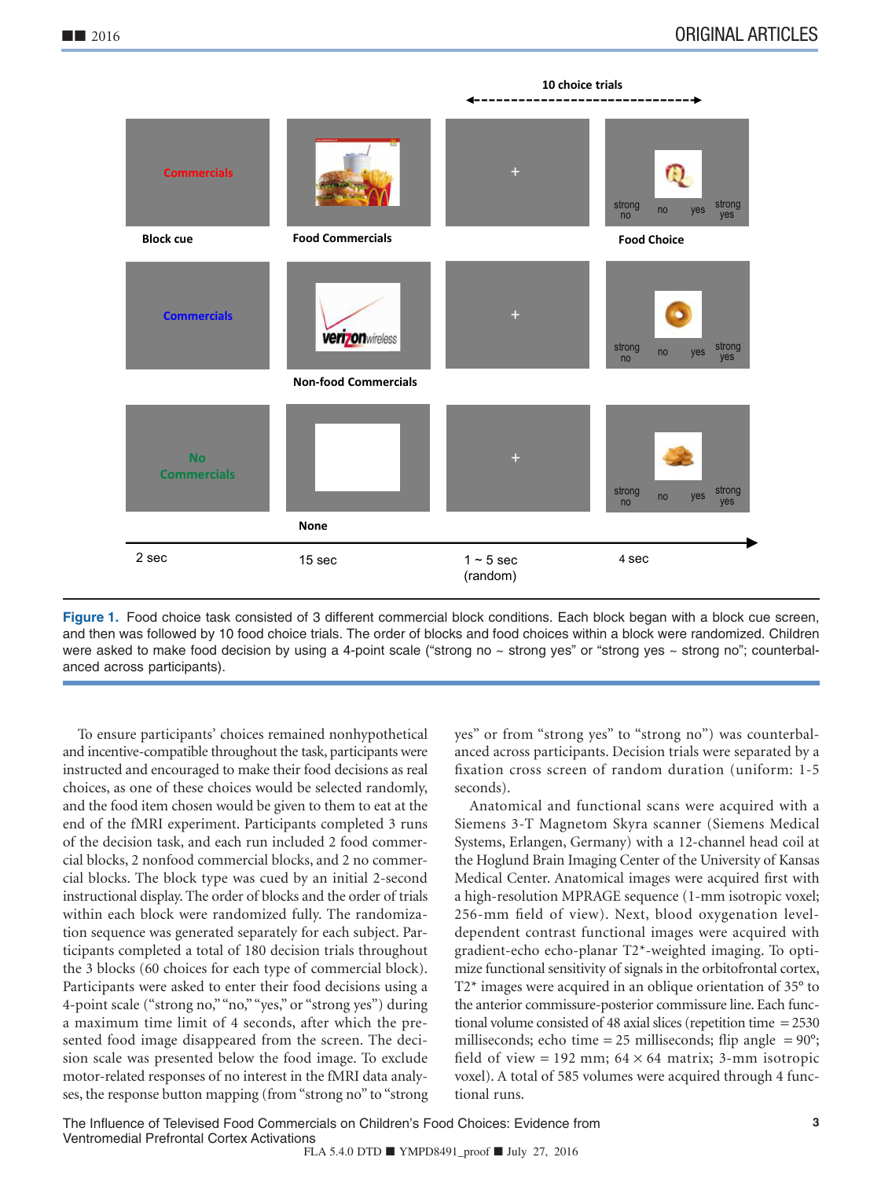Figure 1. Food choice task consisted of 3 different commercial block conditions. Each block began with a block cue screen, and then was followed by 10 food choice trials. The order of blocks and food choices within a block were randomized. Children were asked to make food decision by using a 4-point scale ("strong no ~ strong yes" or "strong yes ~ strong no"; counterbalanced across participants).

To ensure participants' choices remained nonhypothetical and incentive-compatible throughout the task, participants were instructed and encouraged to make their food decisions as real choices, as one of these choices would be selected randomly, and the food item chosen would be given to them to eat at the end of the fMRI experiment. Participants completed 3 runs of the decision task, and each run included 2 food commercial blocks, 2 nonfood commercial blocks, and 2 no commercial blocks. The block type was cued by an initial 2-second instructional display. The order of blocks and the order of trials within each block were randomized fully. The randomization sequence was generated separately for each subject. Participants completed a total of 180 decision trials throughout the 3 blocks (60 choices for each type of commercial block). Participants were asked to enter their food decisions using a 4-point scale ("strong no," "no," "yes," or "strong yes") during a maximum time limit of 4 seconds, after which the presented food image disappeared from the screen. The decision scale was presented below the food image. To exclude motor-related responses of no interest in the fMRI data analyses, the response button mapping (from "strong no" to "strong yes" or from "strong yes" to "strong no") was counterbalanced across participants. Decision trials were separated by a fixation cross screen of random duration (uniform: 1-5 seconds).

Anatomical and functional scans were acquired with a Siemens 3-T Magnetom Skyra scanner (Siemens Medical Systems, Erlangen, Germany) with a 12-channel head coil at the Hoglund Brain Imaging Center of the University of Kansas Medical Center. Anatomical images were acquired first with a high-resolution MPRAGE sequence (1-mm isotropic voxel; 256-mm field of view). Next, blood oxygenation level-dependent contrast functional images were acquired with gradient-echo echo-planar T2*-weighted imaging. To optimize functional sensitivity of signals in the orbitofrontal cortex, T2* images were acquired in an oblique orientation of 35° to the anterior commissure-posterior commissure line. Each functional volume consisted of 48 axial slices (repetition time = 2530 milliseconds; echo time = 25 milliseconds; flip angle = 90°; field of view = 192 mm; 64 × 64 matrix; 3-mm isotropic voxel). A total of 585 volumes were acquired through 4 functional runs.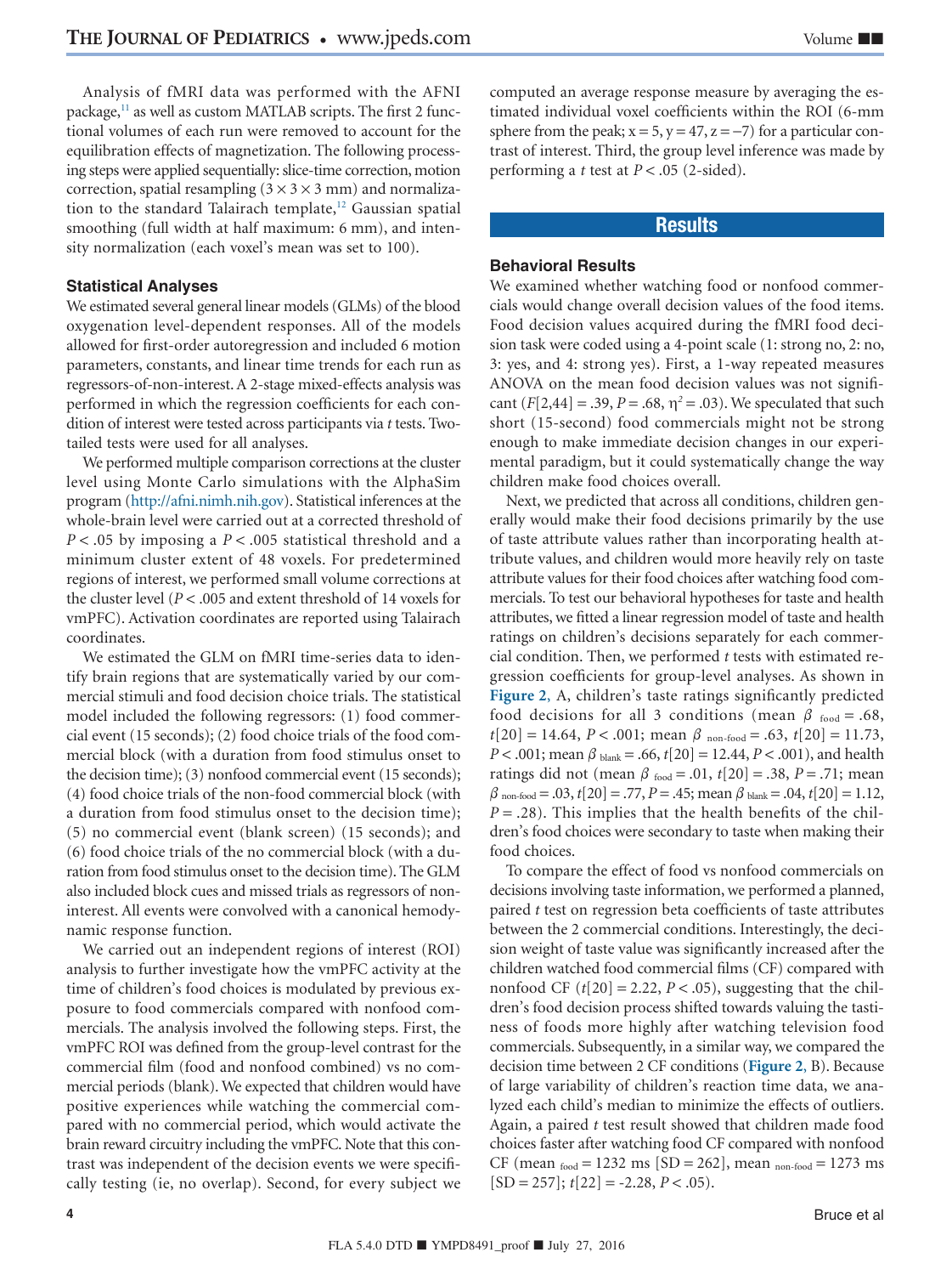Analysis of fMRI data was performed with the AFNI package,[11] as well as custom MATLAB scripts. The first 2 functional volumes of each run were removed to account for the equilibration effects of magnetization. The following processing steps were applied sequentially: slice-time correction, motion correction, spatial resampling (3 × 3 × 3 mm) and normalization to the standard Talairach template,[12] Gaussian spatial smoothing (full width at half maximum: 6 mm), and intensity normalization (each voxel's mean was set to 100).

### Statistical Analyses

We estimated several general linear models (GLMs) of the blood oxygenation level-dependent responses. All of the models allowed for first-order autoregression and included 6 motion parameters, constants, and linear time trends for each run as regressors-of-non-interest. A 2-stage mixed-effects analysis was performed in which the regression coefficients for each condition of interest were tested across participants via *t* tests. Two-tailed tests were used for all analyses.

We performed multiple comparison corrections at the cluster level using Monte Carlo simulations with the AlphaSim program (http://afni.nimh.nih.gov). Statistical inferences at the whole-brain level were carried out at a corrected threshold of $P < .05$ by imposing a $P < .005$ statistical threshold and a minimum cluster extent of 48 voxels. For predetermined regions of interest, we performed small volume corrections at the cluster level ($P < .005$ and extent threshold of 14 voxels for vmPFC). Activation coordinates are reported using Talairach coordinates.

We estimated the GLM on fMRI time-series data to identify brain regions that are systematically varied by our commercial stimuli and food decision choice trials. The statistical model included the following regressors: (1) food commercial event (15 seconds); (2) food choice trials of the food commercial block (with a duration from food stimulus onset to the decision time); (3) nonfood commercial event (15 seconds); (4) food choice trials of the non-food commercial block (with a duration from food stimulus onset to the decision time); (5) no commercial event (blank screen) (15 seconds); and (6) food choice trials of the no commercial block (with a duration from food stimulus onset to the decision time). The GLM also included block cues and missed trials as regressors of non-interest. All events were convolved with a canonical hemodynamic response function.

We carried out an independent regions of interest (ROI) analysis to further investigate how the vmPFC activity at the time of children's food choices is modulated by previous exposure to food commercials compared with nonfood commercials. The analysis involved the following steps. First, the vmPFC ROI was defined from the group-level contrast for the commercial film (food and nonfood combined) vs no commercial periods (blank). We expected that children would have positive experiences while watching the commercial compared with no commercial period, which would activate the brain reward circuitry including the vmPFC. Note that this contrast was independent of the decision events we were specifically testing (ie, no overlap). Second, for every subject we computed an average response measure by averaging the estimated individual voxel coefficients within the ROI (6-mm sphere from the peak; x = 5, y = 47, z = −7) for a particular contrast of interest. Third, the group level inference was made by performing a *t* test at $P < .05$ (2-sided).

## Results

### Behavioral Results

We examined whether watching food or nonfood commercials would change overall decision values of the food items. Food decision values acquired during the fMRI food decision task were coded using a 4-point scale (1: strong no, 2: no, 3: yes, and 4: strong yes). First, a 1-way repeated measures ANOVA on the mean food decision values was not significant ($F[2,44] = .39$, $P = .68$, $\eta^2 = .03$). We speculated that such short (15-second) food commercials might not be strong enough to make immediate decision changes in our experimental paradigm, but it could systematically change the way children make food choices overall.

Next, we predicted that across all conditions, children generally would make their food decisions primarily by the use of taste attribute values rather than incorporating health attribute values, and children would more heavily rely on taste attribute values for their food choices after watching food commercials. To test our behavioral hypotheses for taste and health attributes, we fitted a linear regression model of taste and health ratings on children's decisions separately for each commercial condition. Then, we performed *t* tests with estimated regression coefficients for group-level analyses. As shown in **Figure 2**, A, children's taste ratings significantly predicted food decisions for all 3 conditions (mean $\beta_{\text{food}} = .68$, $t[20] = 14.64$, $P < .001$; mean $\beta_{\text{non-food}} = .63$, $t[20] = 11.73$, $P < .001$; mean $\beta_{\text{blank}} = .66$, $t[20] = 12.44$, $P < .001$), and health ratings did not (mean $\beta_{\text{food}} = .01$, $t[20] = .38$, $P = .71$; mean $\beta_{\text{non-food}} = .03$, $t[20] = .77$, $P = .45$; mean $\beta_{\text{blank}} = .04$, $t[20] = 1.12$, $P = .28$). This implies that the health benefits of the children's food choices were secondary to taste when making their food choices.

To compare the effect of food vs nonfood commercials on decisions involving taste information, we performed a planned, paired *t* test on regression beta coefficients of taste attributes between the 2 commercial conditions. Interestingly, the decision weight of taste value was significantly increased after the children watched food commercial films (CF) compared with nonfood CF ($t[20] = 2.22$, $P < .05$), suggesting that the children's food decision process shifted towards valuing the tastiness of foods more highly after watching television food commercials. Subsequently, in a similar way, we compared the decision time between 2 CF conditions (**Figure 2**, B). Because of large variability of children's reaction time data, we analyzed each child's median to minimize the effects of outliers. Again, a paired *t* test result showed that children made food choices faster after watching food CF compared with nonfood CF (mean $_{\text{food}}$ = 1232 ms [SD = 262], mean $_{\text{non-food}}$ = 1273 ms [SD = 257]; $t[22] = -2.28$, $P < .05$).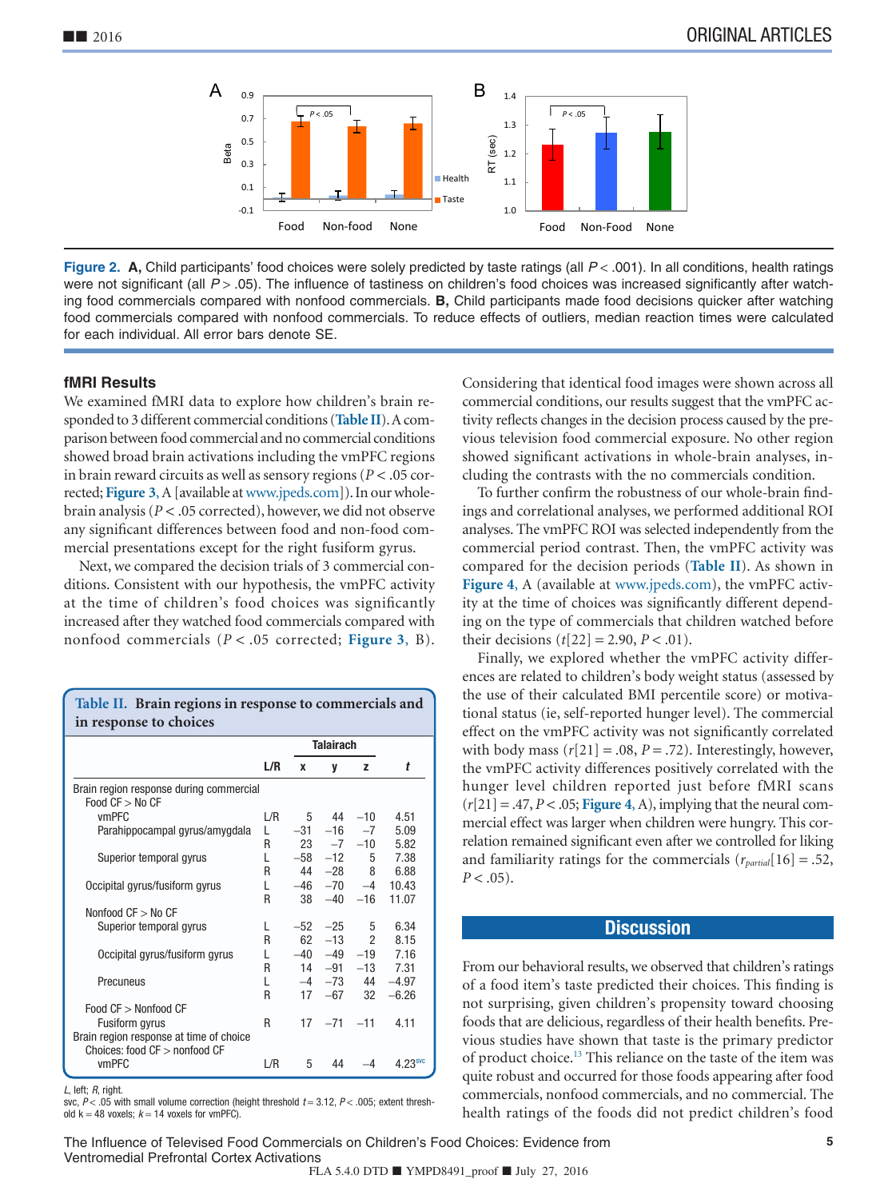Figure 2. **A,** Child participants' food choices were solely predicted by taste ratings (all $P < .001$). In all conditions, health ratings were not significant (all $P > .05$). The influence of tastiness on children's food choices was increased significantly after watching food commercials compared with nonfood commercials. **B,** Child participants made food decisions quicker after watching food commercials compared with nonfood commercials. To reduce effects of outliers, median reaction times were calculated for each individual. All error bars denote SE.

### fMRI Results

We examined fMRI data to explore how children's brain responded to 3 different commercial conditions (Table II). A comparison between food commercial and no commercial conditions showed broad brain activations including the vmPFC regions in brain reward circuits as well as sensory regions ($P < .05$ corrected; Figure 3, A [available at www.jpeds.com]). In our whole-brain analysis ($P < .05$ corrected), however, we did not observe any significant differences between food and non-food commercial presentations except for the right fusiform gyrus.

Next, we compared the decision trials of 3 commercial conditions. Consistent with our hypothesis, the vmPFC activity at the time of children's food choices was significantly increased after they watched food commercials compared with nonfood commercials ($P < .05$ corrected; Figure 3, B).

**Table II. Brain regions in response to commercials and in response to choices**

| | L/R | Talairach x | y | z | t |
|---|---|---|---|---|---|
| Brain region response during commercial | | | | | |
| Food CF > No CF | | | | | |
| vmPFC | L/R | 5 | 44 | −10 | 4.51 |
| Parahippocampal gyrus/amygdala | L | −31 | −16 | −7 | 5.09 |
| | R | 23 | −7 | −10 | 5.82 |
| Superior temporal gyrus | L | −58 | −12 | 5 | 7.38 |
| | R | 44 | −28 | 8 | 6.88 |
| Occipital gyrus/fusiform gyrus | L | −46 | −70 | −4 | 10.43 |
| | R | 38 | −40 | −16 | 11.07 |
| Nonfood CF > No CF | | | | | |
| Superior temporal gyrus | L | −52 | −25 | 5 | 6.34 |
| | R | 62 | −13 | 2 | 8.15 |
| Occipital gyrus/fusiform gyrus | L | −40 | −49 | −19 | 7.16 |
| | R | 14 | −91 | −13 | 7.31 |
| Precuneus | L | −4 | −73 | 44 | −4.97 |
| | R | 17 | −67 | 32 | −6.26 |
| Food CF > Nonfood CF | | | | | |
| Fusiform gyrus | R | 17 | −71 | −11 | 4.11 |
| Brain region response at time of choice | | | | | |
| Choices: food CF > nonfood CF | | | | | |
| vmPFC | L/R | 5 | 44 | −4 | 4.23[svc] |

*L*, left; *R*, right.
svc, $P < .05$ with small volume correction (height threshold $t = 3.12$, $P < .005$; extent threshold $k = 48$ voxels; $k = 14$ voxels for vmPFC).

Considering that identical food images were shown across all commercial conditions, our results suggest that the vmPFC activity reflects changes in the decision process caused by the previous television food commercial exposure. No other region showed significant activations in whole-brain analyses, including the contrasts with the no commercials condition.

To further confirm the robustness of our whole-brain findings and correlational analyses, we performed additional ROI analyses. The vmPFC ROI was selected independently from the commercial period contrast. Then, the vmPFC activity was compared for the decision periods (Table II). As shown in Figure 4, A (available at www.jpeds.com), the vmPFC activity at the time of choices was significantly different depending on the type of commercials that children watched before their decisions ($t[22] = 2.90$, $P < .01$).

Finally, we explored whether the vmPFC activity differences are related to children's body weight status (assessed by the use of their calculated BMI percentile score) or motivational status (ie, self-reported hunger level). The commercial effect on the vmPFC activity was not significantly correlated with body mass ($r[21] = .08$, $P = .72$). Interestingly, however, the vmPFC activity differences positively correlated with the hunger level children reported just before fMRI scans ($r[21] = .47$, $P < .05$; Figure 4, A), implying that the neural commercial effect was larger when children were hungry. This correlation remained significant even after we controlled for liking and familiarity ratings for the commercials ($r_{partial}[16] = .52$, $P < .05$).

## Discussion

From our behavioral results, we observed that children's ratings of a food item's taste predicted their choices. This finding is not surprising, given children's propensity toward choosing foods that are delicious, regardless of their health benefits. Previous studies have shown that taste is the primary predictor of product choice.[13] This reliance on the taste of the item was quite robust and occurred for those foods appearing after food commercials, nonfood commercials, and no commercial. The health ratings of the foods did not predict children's food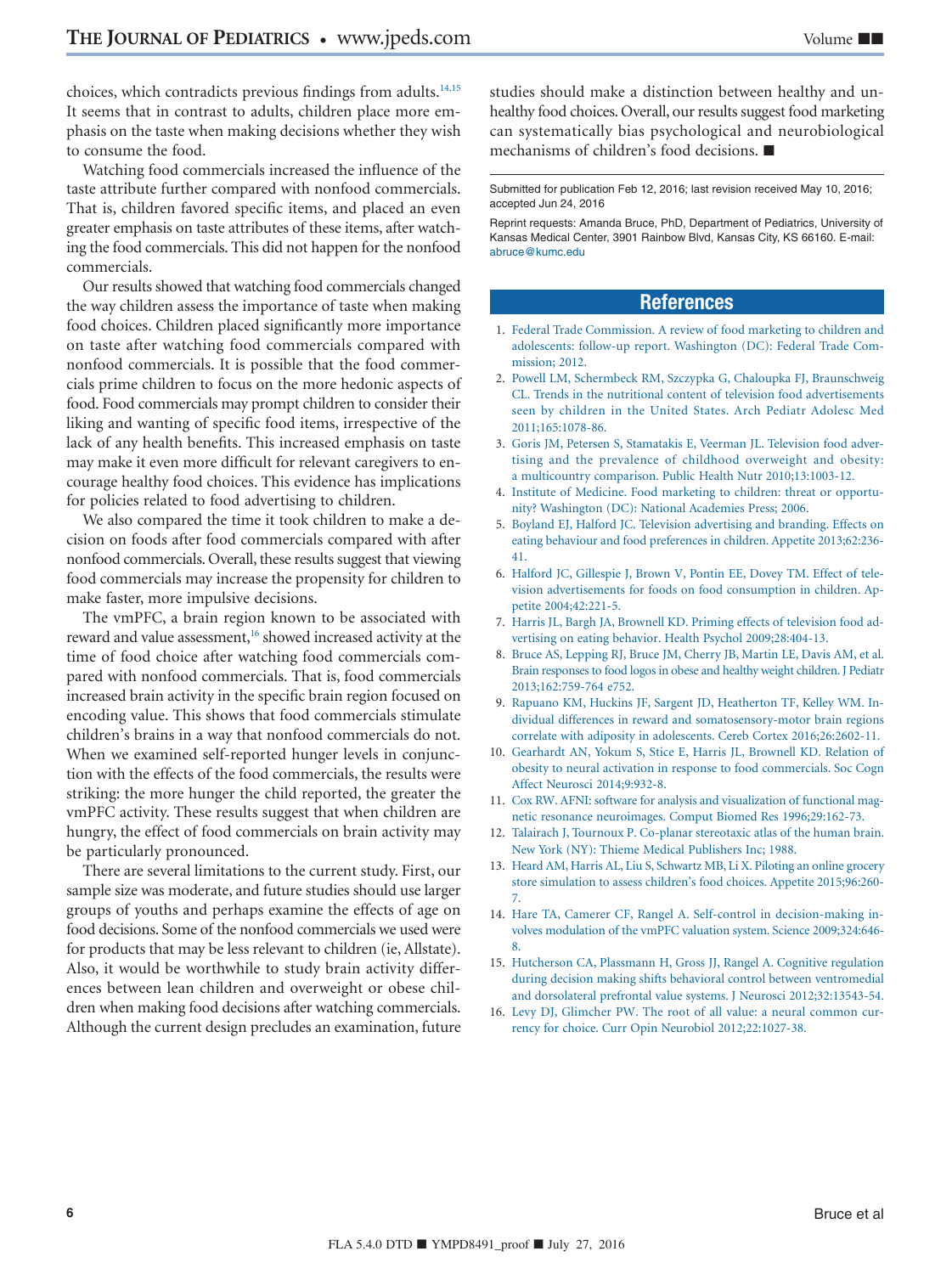choices, which contradicts previous findings from adults.[14,15] It seems that in contrast to adults, children place more emphasis on the taste when making decisions whether they wish to consume the food.

Watching food commercials increased the influence of the taste attribute further compared with nonfood commercials. That is, children favored specific items, and placed an even greater emphasis on taste attributes of these items, after watching the food commercials. This did not happen for the nonfood commercials.

Our results showed that watching food commercials changed the way children assess the importance of taste when making food choices. Children placed significantly more importance on taste after watching food commercials compared with nonfood commercials. It is possible that the food commercials prime children to focus on the more hedonic aspects of food. Food commercials may prompt children to consider their liking and wanting of specific food items, irrespective of the lack of any health benefits. This increased emphasis on taste may make it even more difficult for relevant caregivers to encourage healthy food choices. This evidence has implications for policies related to food advertising to children.

We also compared the time it took children to make a decision on foods after food commercials compared with after nonfood commercials. Overall, these results suggest that viewing food commercials may increase the propensity for children to make faster, more impulsive decisions.

The vmPFC, a brain region known to be associated with reward and value assessment,[16] showed increased activity at the time of food choice after watching food commercials compared with nonfood commercials. That is, food commercials increased brain activity in the specific brain region focused on encoding value. This shows that food commercials stimulate children's brains in a way that nonfood commercials do not. When we examined self-reported hunger levels in conjunction with the effects of the food commercials, the results were striking: the more hunger the child reported, the greater the vmPFC activity. These results suggest that when children are hungry, the effect of food commercials on brain activity may be particularly pronounced.

There are several limitations to the current study. First, our sample size was moderate, and future studies should use larger groups of youths and perhaps examine the effects of age on food decisions. Some of the nonfood commercials we used were for products that may be less relevant to children (ie, Allstate). Also, it would be worthwhile to study brain activity differences between lean children and overweight or obese children when making food decisions after watching commercials. Although the current design precludes an examination, future studies should make a distinction between healthy and unhealthy food choices. Overall, our results suggest food marketing can systematically bias psychological and neurobiological mechanisms of children's food decisions. ■

Submitted for publication Feb 12, 2016; last revision received May 10, 2016; accepted Jun 24, 2016

Reprint requests: Amanda Bruce, PhD, Department of Pediatrics, University of Kansas Medical Center, 3901 Rainbow Blvd, Kansas City, KS 66160. E-mail: abruce@kumc.edu

## References

1. Federal Trade Commission. A review of food marketing to children and adolescents: follow-up report. Washington (DC): Federal Trade Commission; 2012.
2. Powell LM, Schermbeck RM, Szczypka G, Chaloupka FJ, Braunschweig CL. Trends in the nutritional content of television food advertisements seen by children in the United States. Arch Pediatr Adolesc Med 2011;165:1078-86.
3. Goris JM, Petersen S, Stamatakis E, Veerman JL. Television food advertising and the prevalence of childhood overweight and obesity: a multicountry comparison. Public Health Nutr 2010;13:1003-12.
4. Institute of Medicine. Food marketing to children: threat or opportunity? Washington (DC): National Academies Press; 2006.
5. Boyland EJ, Halford JC. Television advertising and branding. Effects on eating behaviour and food preferences in children. Appetite 2013;62:236-41.
6. Halford JC, Gillespie J, Brown V, Pontin EE, Dovey TM. Effect of television advertisements for foods on food consumption in children. Appetite 2004;42:221-5.
7. Harris JL, Bargh JA, Brownell KD. Priming effects of television food advertising on eating behavior. Health Psychol 2009;28:404-13.
8. Bruce AS, Lepping RJ, Bruce JM, Cherry JB, Martin LE, Davis AM, et al. Brain responses to food logos in obese and healthy weight children. J Pediatr 2013;162:759-764 e752.
9. Rapuano KM, Huckins JF, Sargent JD, Heatherton TF, Kelley WM. Individual differences in reward and somatosensory-motor brain regions correlate with adiposity in adolescents. Cereb Cortex 2016;26:2602-11.
10. Gearhardt AN, Yokum S, Stice E, Harris JL, Brownell KD. Relation of obesity to neural activation in response to food commercials. Soc Cogn Affect Neurosci 2014;9:932-8.
11. Cox RW. AFNI: software for analysis and visualization of functional magnetic resonance neuroimages. Comput Biomed Res 1996;29:162-73.
12. Talairach J, Tournoux P. Co-planar stereotaxic atlas of the human brain. New York (NY): Thieme Medical Publishers Inc; 1988.
13. Heard AM, Harris AL, Liu S, Schwartz MB, Li X. Piloting an online grocery store simulation to assess children's food choices. Appetite 2015;96:260-7.
14. Hare TA, Camerer CF, Rangel A. Self-control in decision-making involves modulation of the vmPFC valuation system. Science 2009;324:646-8.
15. Hutcherson CA, Plassmann H, Gross JJ, Rangel A. Cognitive regulation during decision making shifts behavioral control between ventromedial and dorsolateral prefrontal value systems. J Neurosci 2012;32:13543-54.
16. Levy DJ, Glimcher PW. The root of all value: a neural common currency for choice. Curr Opin Neurobiol 2012;22:1027-38.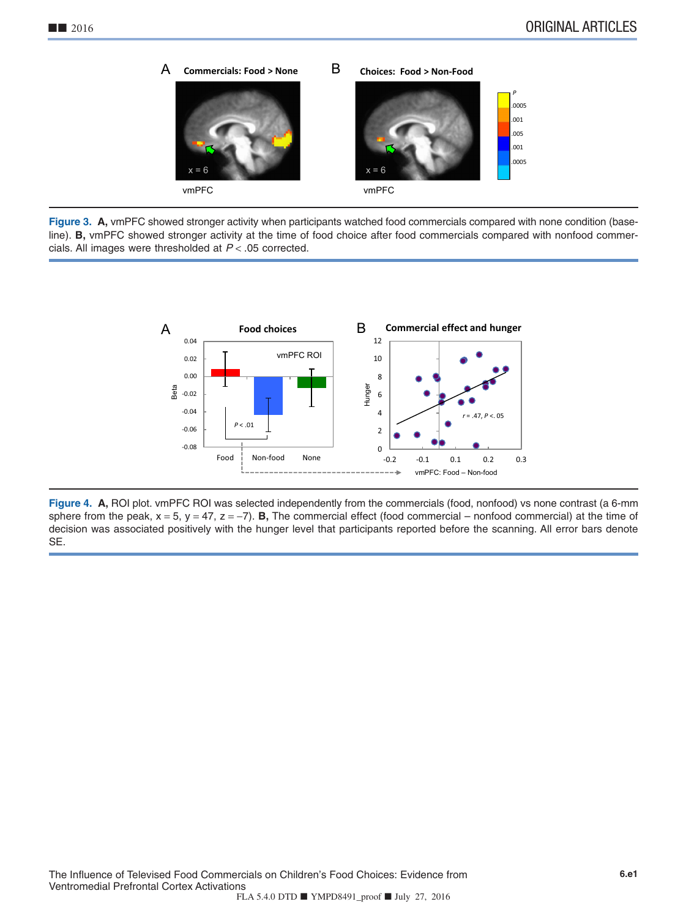A Commercials: Food > None

B Choices: Food > Non-Food

x = 6

vmPFC

P

.0005

.001

.005

.001

.0005

**Figure 3.** **A,** vmPFC showed stronger activity when participants watched food commercials compared with none condition (baseline). **B,** vmPFC showed stronger activity at the time of food choice after food commercials compared with nonfood commercials. All images were thresholded at $P < .05$ corrected.

A Food choices

vmPFC ROI

Beta

0.04

0.02

0.00

-0.02

-0.04

-0.06

-0.08

$P < .01$

Food

Non-food

None

B Commercial effect and hunger

Hunger

12

10

8

6

4

2

0

$r = .47$, $P < .05$

-0.2

-0.1

0.1

0.2

0.3

vmPFC: Food – Non-food

**Figure 4.** **A,** ROI plot. vmPFC ROI was selected independently from the commercials (food, nonfood) vs none contrast (a 6-mm sphere from the peak, x = 5, y = 47, z = –7). **B,** The commercial effect (food commercial – nonfood commercial) at the time of decision was associated positively with the hunger level that participants reported before the scanning. All error bars denote SE.